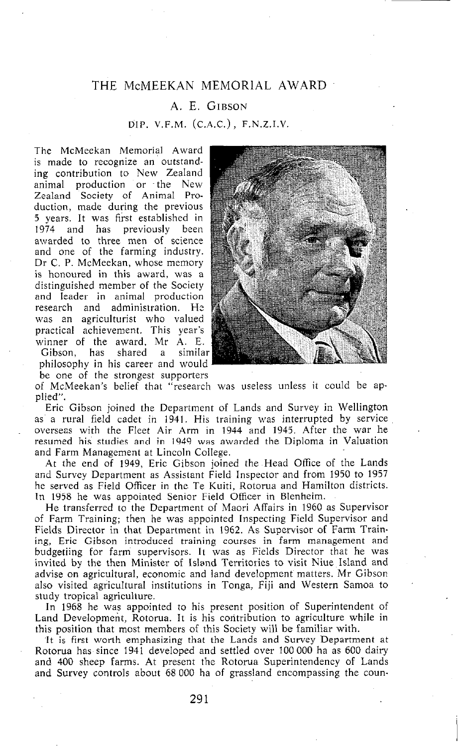# THE McMEEKAN MEMORIAL AWARD

## A. E. GIBSON

DIP. V.F.M. (C.A.C.), F.N.Z.I.V.

The McMeekan Memorial Award is made to recognize an outstanding contribution to New Zealand animal production or the New Zealand Society of Animal Production, made during the previous 5 years. It was first established in 1974 and has previously been awarded to three men of science and one of the farming industry. Dr C. P. McMeekan, whose memory is honoured in this award, was a distinguished member of the Society and leader in animal production research and administration. He was an agriculturist who valued practical achievement. This year's winner of the award, Mr A. E. Gibson, has shared a similar philosophy in his career and would be one of the strongest supporters of McMeekan's belief that "research was useless unless it could be applied".

Eric Gibson joined the Department of Lands and Survey in Wellington as a rural field cadet in 1941. His training was interrupted by service overseas with the Fleet Air Arm in 1944 and 1945. After the war he resumed his studies and in 1949 was awarded the Diploma in Valuation and Farm Management at Lincoln College.

At the end of 1949, Eric Gibson joined the Head Office of the Lands and Survey Department as Assistant Field Inspector and from 1950 to 1957 he served as Field Officer in the Te Kuiti, Rotorua and Hamilton districts. In 1958 he was appointed Senior Field Officer in Blenheim.

He transferred to the Department of Maori Affairs in 1960 as Supervisor of Farm Training; then he was appointed Inspecting Field Supervisor and Fields Director in that Department in 1962. As Supervisor of Farm Training, Eric Gibson introduced training courses in farm management and budgeting for farm supervisors. It was as Fields Director that he was invited by the then Minister of Island Territories to visit Niue Island and advise on agricultural, economic and land development matters. Mr Gibson also visited agricultural institutions in Tonga, Fiji and Western Samoa to study tropical agriculture.

In 1968 he was appointed to his present position of Superintendent of Land Development, Rotorua. It is his contribution to agriculture while in this position that most members of this Society will be familiar with.

It is first worth emphasizing that the Lands and Survey Department at Rotorua has since 1941 developed and settled over 100 000 ha as 600 dairy and 400 sheep farms. At present the Rotorua Superintendency of Lands and Survey controls about 68 000 ha of grassland encompassing the coun-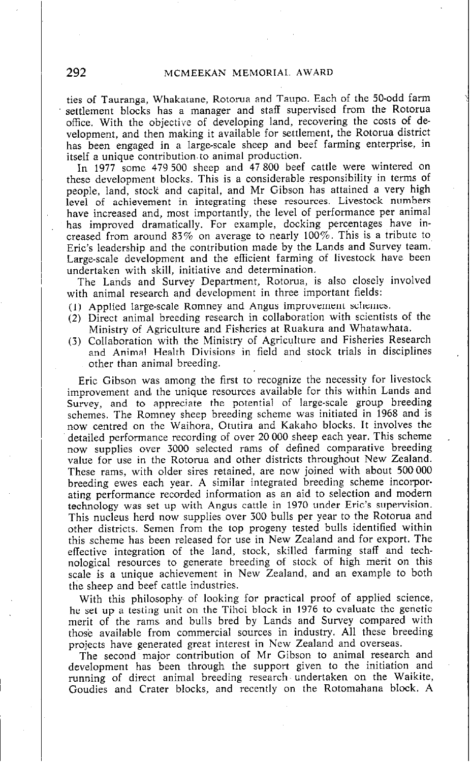ties of Tauranga, Whakatane, Rotorua and Taupo. Each of the 50-odd farm settlement blocks has a manager and staff supervised from the Rotorua office. With the objective of developing land, recovering the costs of development, and then making it available for settlement, the Rotorua district has been engaged in a large-scale sheep and beef farming enterprise, in itself a unique contribution to animal production.

In 1977 some 479 500 sheep and 47 800 beef cattle were wintered on these development blocks. This is a considerable responsibility in terms of people, land, stock and capital, and Mr Gibson has attained a very high level of achievement in integrating these resources. Livestock numbers have increased and, most importantly, the level of performance per animal has improved dramatically. For example, docking percentages have increased from around 83% on average to nearly 100%. This is a tribute to Eric's leadership and the contribution made by the Lands and Survey team. Large-scale development and the efficient farming of livestock have been undertaken with skill, initiative and determination.

The Lands and Survey Department, Rotorua, is also closely involved with animal research and development in three important fields:

(1) Applied large-scale Romney and Angus improvement schemes.
(2) Direct animal breeding research in collaboration with scientists of the Ministry of Agriculture and Fisheries at Ruakura and Whatawhata.
(3) Collaboration with the Ministry of Agriculture and Fisheries Research and Animal Health Divisions in field and stock trials in disciplines other than animal breeding.

Eric Gibson was among the first to recognize the necessity for livestock improvement and the unique resources available for this within Lands and Survey, and to appreciate the potential of large-scale group breeding schemes. The Romney sheep breeding scheme was initiated in 1968 and is now centred on the Waihora, Otutira and Kakaho blocks. It involves the detailed performance recording of over 20 000 sheep each year. This scheme now supplies over 3000 selected rams of defined comparative breeding value for use in the Rotorua and other districts throughout New Zealand. These rams, with older sires retained, are now joined with about 500 000 breeding ewes each year. A similar integrated breeding scheme incorporating performance recorded information as an aid to selection and modern technology was set up with Angus cattle in 1970 under Eric's supervision. This nucleus herd now supplies over 300 bulls per year to the Rotorua and other districts. Semen from the top progeny tested bulls identified within this scheme has been released for use in New Zealand and for export. The effective integration of the land, stock, skilled farming staff and technological resources to generate breeding of stock of high merit on this scale is a unique achievement in New Zealand, and an example to both the sheep and beef cattle industries.

With this philosophy of looking for practical proof of applied science, he set up a testing unit on the Tihoi block in 1976 to evaluate the genetic merit of the rams and bulls bred by Lands and Survey compared with those available from commercial sources in industry. All these breeding projects have generated great interest in New Zealand and overseas.

The second major contribution of Mr Gibson to animal research and development has been through the support given to the initiation and running of direct animal breeding research undertaken on the Waikite, Goudies and Crater blocks, and recently on the Rotomahana block. A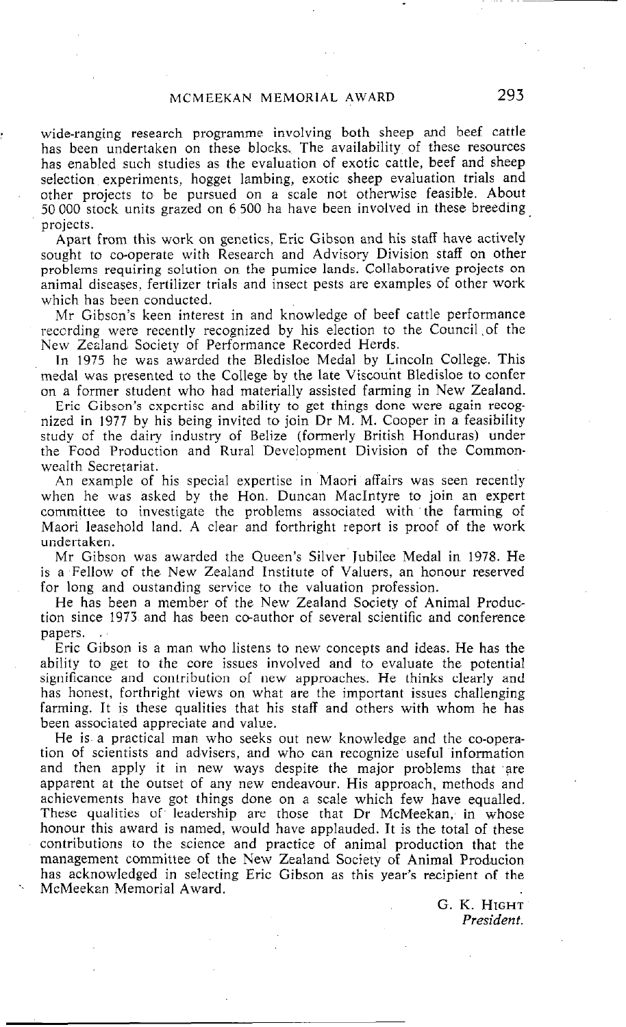wide-ranging research programme involving both sheep and beef cattle has been undertaken on these blocks. The availability of these resources has enabled such studies as the evaluation of exotic cattle, beef and sheep selection experiments, hogget lambing, exotic sheep evaluation trials and other projects to be pursued on a scale not otherwise feasible. About 50 000 stock units grazed on 6 500 ha have been involved in these breeding projects.

Apart from this work on genetics, Eric Gibson and his staff have actively sought to co-operate with Research and Advisory Division staff on other problems requiring solution on the pumice lands. Collaborative projects on animal diseases, fertilizer trials and insect pests are examples of other work which has been conducted.

Mr Gibson's keen interest in and knowledge of beef cattle performance recording were recently recognized by his election to the Council of the New Zealand Society of Performance Recorded Herds.

In 1975 he was awarded the Bledisloe Medal by Lincoln College. This medal was presented to the College by the late Viscount Bledisloe to confer on a former student who had materially assisted farming in New Zealand.

Eric Gibson's expertise and ability to get things done were again recognized in 1977 by his being invited to join Dr M. M. Cooper in a feasibility study of the dairy industry of Belize (formerly British Honduras) under the Food Production and Rural Development Division of the Commonwealth Secretariat.

An example of his special expertise in Maori affairs was seen recently when he was asked by the Hon. Duncan MacIntyre to join an expert committee to investigate the problems associated with the farming of Maori leasehold land. A clear and forthright report is proof of the work undertaken.

Mr Gibson was awarded the Queen's Silver Jubilee Medal in 1978. He is a Fellow of the New Zealand Institute of Valuers, an honour reserved for long and oustanding service to the valuation profession.

He has been a member of the New Zealand Society of Animal Production since 1973 and has been co-author of several scientific and conference papers.

Eric Gibson is a man who listens to new concepts and ideas. He has the ability to get to the core issues involved and to evaluate the potential significance and contribution of new approaches. He thinks clearly and has honest, forthright views on what are the important issues challenging farming. It is these qualities that his staff and others with whom he has been associated appreciate and value.

He is a practical man who seeks out new knowledge and the co-operation of scientists and advisers, and who can recognize useful information and then apply it in new ways despite the major problems that are apparent at the outset of any new endeavour. His approach, methods and achievements have got things done on a scale which few have equalled. These qualities of leadership are those that Dr McMeekan, in whose honour this award is named, would have applauded. It is the total of these contributions to the science and practice of animal production that the management committee of the New Zealand Society of Animal Producion has acknowledged in selecting Eric Gibson as this year's recipient of the McMeekan Memorial Award.

G. K. Hight
*President.*